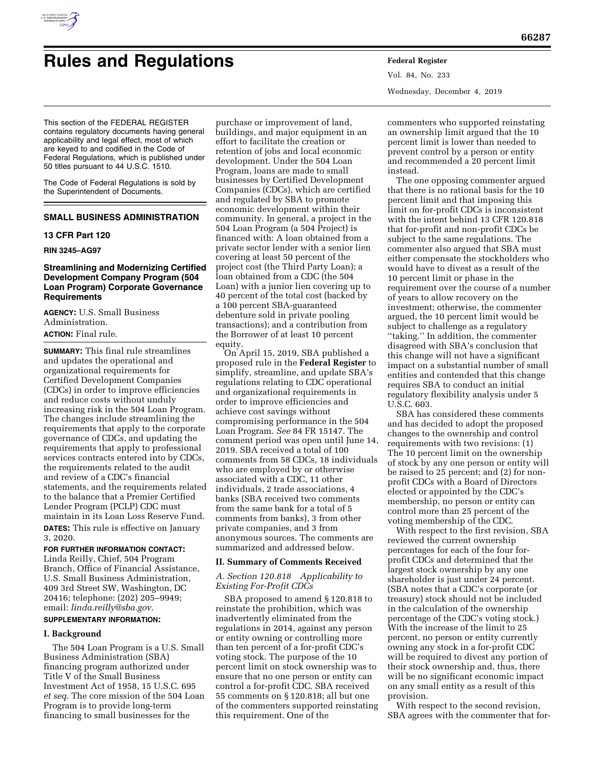# Rules and Regulations

This section of the FEDERAL REGISTER contains regulatory documents having general applicability and legal effect, most of which are keyed to and codified in the Code of Federal Regulations, which is published under 50 titles pursuant to 44 U.S.C. 1510.

The Code of Federal Regulations is sold by the Superintendent of Documents.

## SMALL BUSINESS ADMINISTRATION

### 13 CFR Part 120

**RIN 3245–AG97**

### Streamlining and Modernizing Certified Development Company Program (504 Loan Program) Corporate Governance Requirements

**AGENCY:** U.S. Small Business Administration.

**ACTION:** Final rule.

**SUMMARY:** This final rule streamlines and updates the operational and organizational requirements for Certified Development Companies (CDCs) in order to improve efficiencies and reduce costs without unduly increasing risk in the 504 Loan Program. The changes include streamlining the requirements that apply to the corporate governance of CDCs, and updating the requirements that apply to professional services contracts entered into by CDCs, the requirements related to the audit and review of a CDC's financial statements, and the requirements related to the balance that a Premier Certified Lender Program (PCLP) CDC must maintain in its Loan Loss Reserve Fund.

**DATES:** This rule is effective on January 3, 2020.

**FOR FURTHER INFORMATION CONTACT:** Linda Reilly, Chief, 504 Program Branch, Office of Financial Assistance, U.S. Small Business Administration, 409 3rd Street SW, Washington, DC 20416; telephone: (202) 205–9949; email: *linda.reilly@sba.gov*.

**SUPPLEMENTARY INFORMATION:**

#### I. Background

The 504 Loan Program is a U.S. Small Business Administration (SBA) financing program authorized under Title V of the Small Business Investment Act of 1958, 15 U.S.C. 695 *et seq.* The core mission of the 504 Loan Program is to provide long-term financing to small businesses for the purchase or improvement of land, buildings, and major equipment in an effort to facilitate the creation or retention of jobs and local economic development. Under the 504 Loan Program, loans are made to small businesses by Certified Development Companies (CDCs), which are certified and regulated by SBA to promote economic development within their community. In general, a project in the 504 Loan Program (a 504 Project) is financed with: A loan obtained from a private sector lender with a senior lien covering at least 50 percent of the project cost (the Third Party Loan); a loan obtained from a CDC (the 504 Loan) with a junior lien covering up to 40 percent of the total cost (backed by a 100 percent SBA-guaranteed debenture sold in private pooling transactions); and a contribution from the Borrower of at least 10 percent equity.

On April 15, 2019, SBA published a proposed rule in the **Federal Register** to simplify, streamline, and update SBA's regulations relating to CDC operational and organizational requirements in order to improve efficiencies and achieve cost savings without compromising performance in the 504 Loan Program. *See* 84 FR 15147. The comment period was open until June 14, 2019. SBA received a total of 100 comments from 58 CDCs, 18 individuals who are employed by or otherwise associated with a CDC, 11 other individuals, 2 trade associations, 4 banks (SBA received two comments from the same bank for a total of 5 comments from banks), 3 from other private companies, and 3 from anonymous sources. The comments are summarized and addressed below.

#### II. Summary of Comments Received

*A. Section 120.818 Applicability to Existing For-Profit CDCs*

SBA proposed to amend § 120.818 to reinstate the prohibition, which was inadvertently eliminated from the regulations in 2014, against any person or entity owning or controlling more than ten percent of a for-profit CDC's voting stock. The purpose of the 10 percent limit on stock ownership was to ensure that no one person or entity can control a for-profit CDC. SBA received 55 comments on § 120.818; all but one of the commenters supported reinstating this requirement. One of the commenters who supported reinstating an ownership limit argued that the 10 percent limit is lower than needed to prevent control by a person or entity and recommended a 20 percent limit instead.

The one opposing commenter argued that there is no rational basis for the 10 percent limit and that imposing this limit on for-profit CDCs is inconsistent with the intent behind 13 CFR 120.818 that for-profit and non-profit CDCs be subject to the same regulations. The commenter also argued that SBA must either compensate the stockholders who would have to divest as a result of the 10 percent limit or phase in the requirement over the course of a number of years to allow recovery on the investment; otherwise, the commenter argued, the 10 percent limit would be subject to challenge as a regulatory "taking." In addition, the commenter disagreed with SBA's conclusion that this change will not have a significant impact on a substantial number of small entities and contended that this change requires SBA to conduct an initial regulatory flexibility analysis under 5 U.S.C. 603.

SBA has considered these comments and has decided to adopt the proposed changes to the ownership and control requirements with two revisions: (1) The 10 percent limit on the ownership of stock by any one person or entity will be raised to 25 percent; and (2) for non-profit CDCs with a Board of Directors elected or appointed by the CDC's membership, no person or entity can control more than 25 percent of the voting membership of the CDC.

With respect to the first revision, SBA reviewed the current ownership percentages for each of the four for-profit CDCs and determined that the largest stock ownership by any one shareholder is just under 24 percent. (SBA notes that a CDC's corporate (or treasury) stock should not be included in the calculation of the ownership percentage of the CDC's voting stock.) With the increase of the limit to 25 percent, no person or entity currently owning any stock in a for-profit CDC will be required to divest any portion of their stock ownership and, thus, there will be no significant economic impact on any small entity as a result of this provision.

With respect to the second revision, SBA agrees with the commenter that for-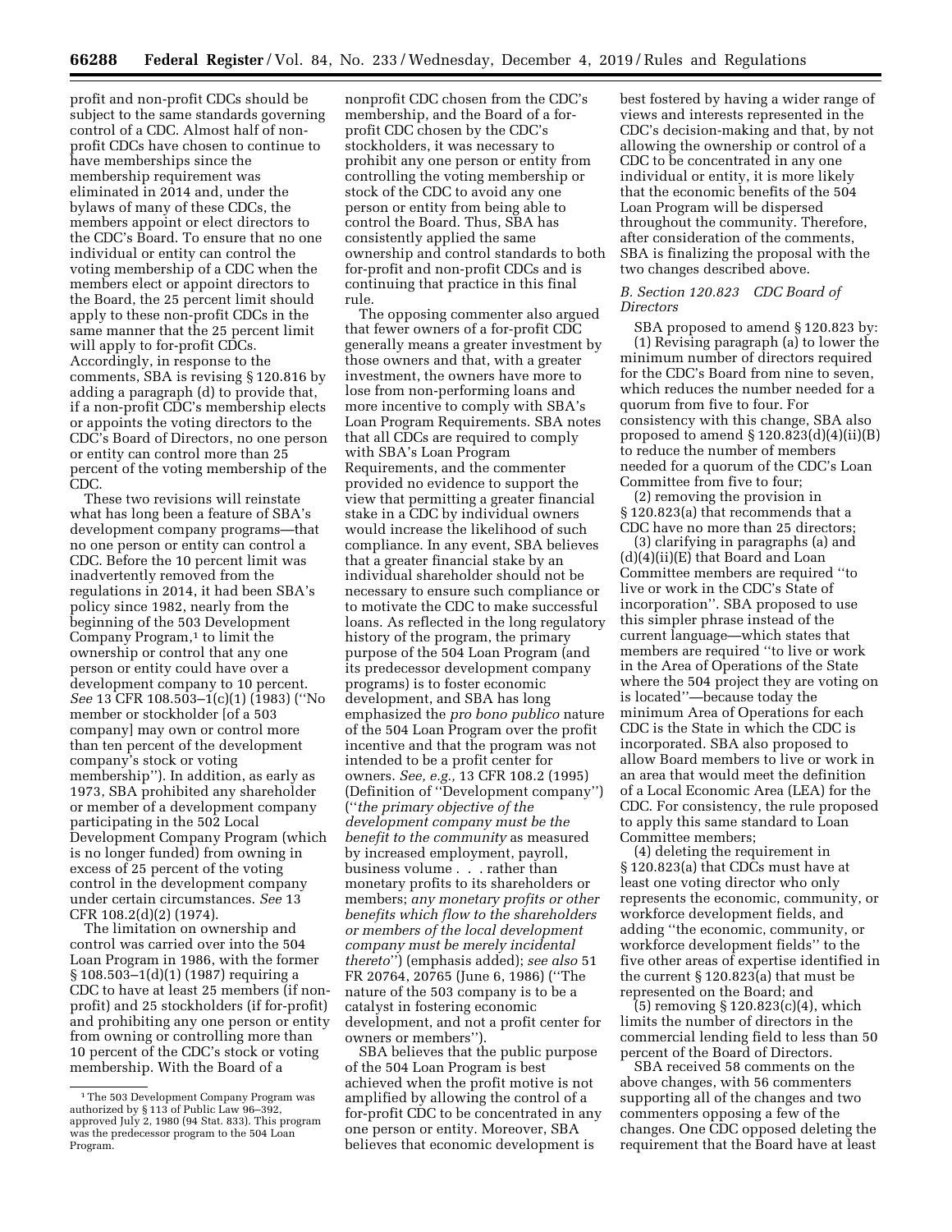profit and non-profit CDCs should be subject to the same standards governing control of a CDC. Almost half of non-profit CDCs have chosen to continue to have memberships since the membership requirement was eliminated in 2014 and, under the bylaws of many of these CDCs, the members appoint or elect directors to the CDC's Board. To ensure that no one individual or entity can control the voting membership of a CDC when the members elect or appoint directors to the Board, the 25 percent limit should apply to these non-profit CDCs in the same manner that the 25 percent limit will apply to for-profit CDCs. Accordingly, in response to the comments, SBA is revising § 120.816 by adding a paragraph (d) to provide that, if a non-profit CDC's membership elects or appoints the voting directors to the CDC's Board of Directors, no one person or entity can control more than 25 percent of the voting membership of the CDC.

These two revisions will reinstate what has long been a feature of SBA's development company programs—that no one person or entity can control a CDC. Before the 10 percent limit was inadvertently removed from the regulations in 2014, it had been SBA's policy since 1982, nearly from the beginning of the 503 Development Company Program,[1] to limit the ownership or control that any one person or entity could have over a development company to 10 percent. *See* 13 CFR 108.503–1(c)(1) (1983) (''No member or stockholder [of a 503 company] may own or control more than ten percent of the development company's stock or voting membership''). In addition, as early as 1973, SBA prohibited any shareholder or member of a development company participating in the 502 Local Development Company Program (which is no longer funded) from owning in excess of 25 percent of the voting control in the development company under certain circumstances. *See* 13 CFR 108.2(d)(2) (1974).

The limitation on ownership and control was carried over into the 504 Loan Program in 1986, with the former § 108.503–1(d)(1) (1987) requiring a CDC to have at least 25 members (if non-profit) and 25 stockholders (if for-profit) and prohibiting any one person or entity from owning or controlling more than 10 percent of the CDC's stock or voting membership. With the Board of a nonprofit CDC chosen from the CDC's membership, and the Board of a for-profit CDC chosen by the CDC's stockholders, it was necessary to prohibit any one person or entity from controlling the voting membership or stock of the CDC to avoid any one person or entity from being able to control the Board. Thus, SBA has consistently applied the same ownership and control standards to both for-profit and non-profit CDCs and is continuing that practice in this final rule.

The opposing commenter also argued that fewer owners of a for-profit CDC generally means a greater investment by those owners and that, with a greater investment, the owners have more to lose from non-performing loans and more incentive to comply with SBA's Loan Program Requirements. SBA notes that all CDCs are required to comply with SBA's Loan Program Requirements, and the commenter provided no evidence to support the view that permitting a greater financial stake in a CDC by individual owners would increase the likelihood of such compliance. In any event, SBA believes that a greater financial stake by an individual shareholder should not be necessary to ensure such compliance or to motivate the CDC to make successful loans. As reflected in the long regulatory history of the program, the primary purpose of the 504 Loan Program (and its predecessor development company programs) is to foster economic development, and SBA has long emphasized the *pro bono publico* nature of the 504 Loan Program over the profit incentive and that the program was not intended to be a profit center for owners. *See, e.g.,* 13 CFR 108.2 (1995) (Definition of ''Development company'') (''*the primary objective of the development company must be the benefit to the community* as measured by increased employment, payroll, business volume . . . rather than monetary profits to its shareholders or members; *any monetary profits or other benefits which flow to the shareholders or members of the local development company must be merely incidental thereto*'') (emphasis added); *see also* 51 FR 20764, 20765 (June 6, 1986) (''The nature of the 503 company is to be a catalyst in fostering economic development, and not a profit center for owners or members'').

SBA believes that the public purpose of the 504 Loan Program is best achieved when the profit motive is not amplified by allowing the control of a for-profit CDC to be concentrated in any one person or entity. Moreover, SBA believes that economic development is best fostered by having a wider range of views and interests represented in the CDC's decision-making and that, by not allowing the ownership or control of a CDC to be concentrated in any one individual or entity, it is more likely that the economic benefits of the 504 Loan Program will be dispersed throughout the community. Therefore, after consideration of the comments, SBA is finalizing the proposal with the two changes described above.

### B. Section 120.823 CDC Board of Directors

SBA proposed to amend § 120.823 by:

(1) Revising paragraph (a) to lower the minimum number of directors required for the CDC's Board from nine to seven, which reduces the number needed for a quorum from five to four. For consistency with this change, SBA also proposed to amend § 120.823(d)(4)(ii)(B) to reduce the number of members needed for a quorum of the CDC's Loan Committee from five to four;

(2) removing the provision in § 120.823(a) that recommends that a CDC have no more than 25 directors;

(3) clarifying in paragraphs (a) and (d)(4)(ii)(E) that Board and Loan Committee members are required ''to live or work in the CDC's State of incorporation''. SBA proposed to use this simpler phrase instead of the current language—which states that members are required ''to live or work in the Area of Operations of the State where the 504 project they are voting on is located''—because today the minimum Area of Operations for each CDC is the State in which the CDC is incorporated. SBA also proposed to allow Board members to live or work in an area that would meet the definition of a Local Economic Area (LEA) for the CDC. For consistency, the rule proposed to apply this same standard to Loan Committee members;

(4) deleting the requirement in § 120.823(a) that CDCs must have at least one voting director who only represents the economic, community, or workforce development fields, and adding ''the economic, community, or workforce development fields'' to the five other areas of expertise identified in the current § 120.823(a) that must be represented on the Board; and

(5) removing § 120.823(c)(4), which limits the number of directors in the commercial lending field to less than 50 percent of the Board of Directors.

SBA received 58 comments on the above changes, with 56 commenters supporting all of the changes and two commenters opposing a few of the changes. One CDC opposed deleting the requirement that the Board have at least

---

[1] The 503 Development Company Program was authorized by § 113 of Public Law 96–392, approved July 2, 1980 (94 Stat. 833). This program was the predecessor program to the 504 Loan Program.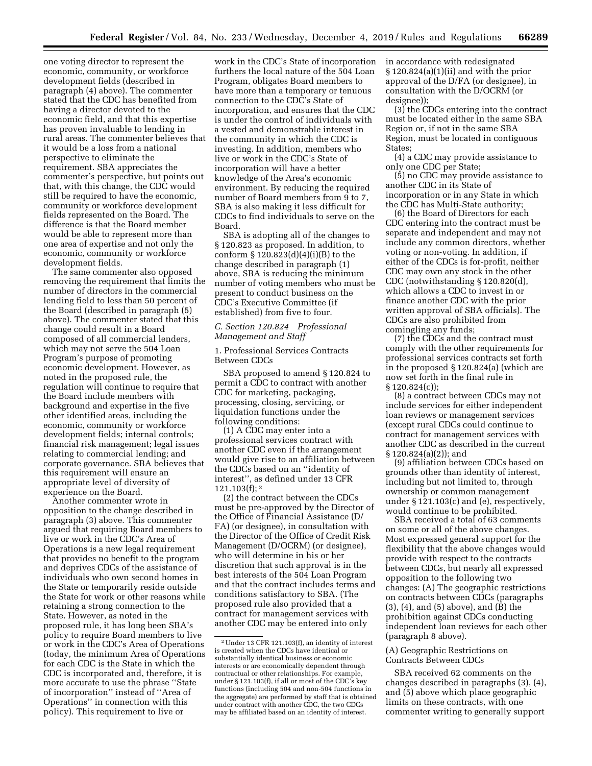one voting director to represent the economic, community, or workforce development fields (described in paragraph (4) above). The commenter stated that the CDC has benefited from having a director devoted to the economic field, and that this expertise has proven invaluable to lending in rural areas. The commenter believes that it would be a loss from a national perspective to eliminate the requirement. SBA appreciates the commenter's perspective, but points out that, with this change, the CDC would still be required to have the economic, community or workforce development fields represented on the Board. The difference is that the Board member would be able to represent more than one area of expertise and not only the economic, community or workforce development fields.

The same commenter also opposed removing the requirement that limits the number of directors in the commercial lending field to less than 50 percent of the Board (described in paragraph (5) above). The commenter stated that this change could result in a Board composed of all commercial lenders, which may not serve the 504 Loan Program's purpose of promoting economic development. However, as noted in the proposed rule, the regulation will continue to require that the Board include members with background and expertise in the five other identified areas, including the economic, community or workforce development fields; internal controls; financial risk management; legal issues relating to commercial lending; and corporate governance. SBA believes that this requirement will ensure an appropriate level of diversity of experience on the Board.

Another commenter wrote in opposition to the change described in paragraph (3) above. This commenter argued that requiring Board members to live or work in the CDC's Area of Operations is a new legal requirement that provides no benefit to the program and deprives CDCs of the assistance of individuals who own second homes in the State or temporarily reside outside the State for work or other reasons while retaining a strong connection to the State. However, as noted in the proposed rule, it has long been SBA's policy to require Board members to live or work in the CDC's Area of Operations (today, the minimum Area of Operations for each CDC is the State in which the CDC is incorporated and, therefore, it is more accurate to use the phrase ''State of incorporation'' instead of ''Area of Operations'' in connection with this policy). This requirement to live or work in the CDC's State of incorporation furthers the local nature of the 504 Loan Program, obligates Board members to have more than a temporary or tenuous connection to the CDC's State of incorporation, and ensures that the CDC is under the control of individuals with a vested and demonstrable interest in the community in which the CDC is investing. In addition, members who live or work in the CDC's State of incorporation will have a better knowledge of the Area's economic environment. By reducing the required number of Board members from 9 to 7, SBA is also making it less difficult for CDCs to find individuals to serve on the Board.

SBA is adopting all of the changes to § 120.823 as proposed. In addition, to conform § 120.823(d)(4)(i)(B) to the change described in paragraph (1) above, SBA is reducing the minimum number of voting members who must be present to conduct business on the CDC's Executive Committee (if established) from five to four.

### *C. Section 120.824 Professional Management and Staff*

1. Professional Services Contracts Between CDCs

SBA proposed to amend § 120.824 to permit a CDC to contract with another CDC for marketing, packaging, processing, closing, servicing, or liquidation functions under the following conditions:

(1) A CDC may enter into a professional services contract with another CDC even if the arrangement would give rise to an affiliation between the CDCs based on an ''identity of interest'', as defined under 13 CFR 121.103(f); [2]

(2) the contract between the CDCs must be pre-approved by the Director of the Office of Financial Assistance (D/FA) (or designee), in consultation with the Director of the Office of Credit Risk Management (D/OCRM) (or designee), who will determine in his or her discretion that such approval is in the best interests of the 504 Loan Program and that the contract includes terms and conditions satisfactory to SBA. (The proposed rule also provided that a contract for management services with another CDC may be entered into only in accordance with redesignated § 120.824(a)(1)(ii) and with the prior approval of the D/FA (or designee), in consultation with the D/OCRM (or designee));

(3) the CDCs entering into the contract must be located either in the same SBA Region or, if not in the same SBA Region, must be located in contiguous States;

(4) a CDC may provide assistance to only one CDC per State;

(5) no CDC may provide assistance to another CDC in its State of incorporation or in any State in which the CDC has Multi-State authority;

(6) the Board of Directors for each CDC entering into the contract must be separate and independent and may not include any common directors, whether voting or non-voting. In addition, if either of the CDCs is for-profit, neither CDC may own any stock in the other CDC (notwithstanding § 120.820(d), which allows a CDC to invest in or finance another CDC with the prior written approval of SBA officials). The CDCs are also prohibited from comingling any funds;

(7) the CDCs and the contract must comply with the other requirements for professional services contracts set forth in the proposed § 120.824(a) (which are now set forth in the final rule in § 120.824(c));

(8) a contract between CDCs may not include services for either independent loan reviews or management services (except rural CDCs could continue to contract for management services with another CDC as described in the current § 120.824(a)(2)); and

(9) affiliation between CDCs based on grounds other than identity of interest, including but not limited to, through ownership or common management under § 121.103(c) and (e), respectively, would continue to be prohibited.

SBA received a total of 63 comments on some or all of the above changes. Most expressed general support for the flexibility that the above changes would provide with respect to the contracts between CDCs, but nearly all expressed opposition to the following two changes: (A) The geographic restrictions on contracts between CDCs (paragraphs (3), (4), and (5) above), and (B) the prohibition against CDCs conducting independent loan reviews for each other (paragraph 8 above).

(A) Geographic Restrictions on Contracts Between CDCs

SBA received 62 comments on the changes described in paragraphs (3), (4), and (5) above which place geographic limits on these contracts, with one commenter writing to generally support

[2] Under 13 CFR 121.103(f), an identity of interest is created when the CDCs have identical or substantially identical business or economic interests or are economically dependent through contractual or other relationships. For example, under § 121.103(f), if all or most of the CDC's key functions (including 504 and non-504 functions in the aggregate) are performed by staff that is obtained under contract with another CDC, the two CDCs may be affiliated based on an identity of interest.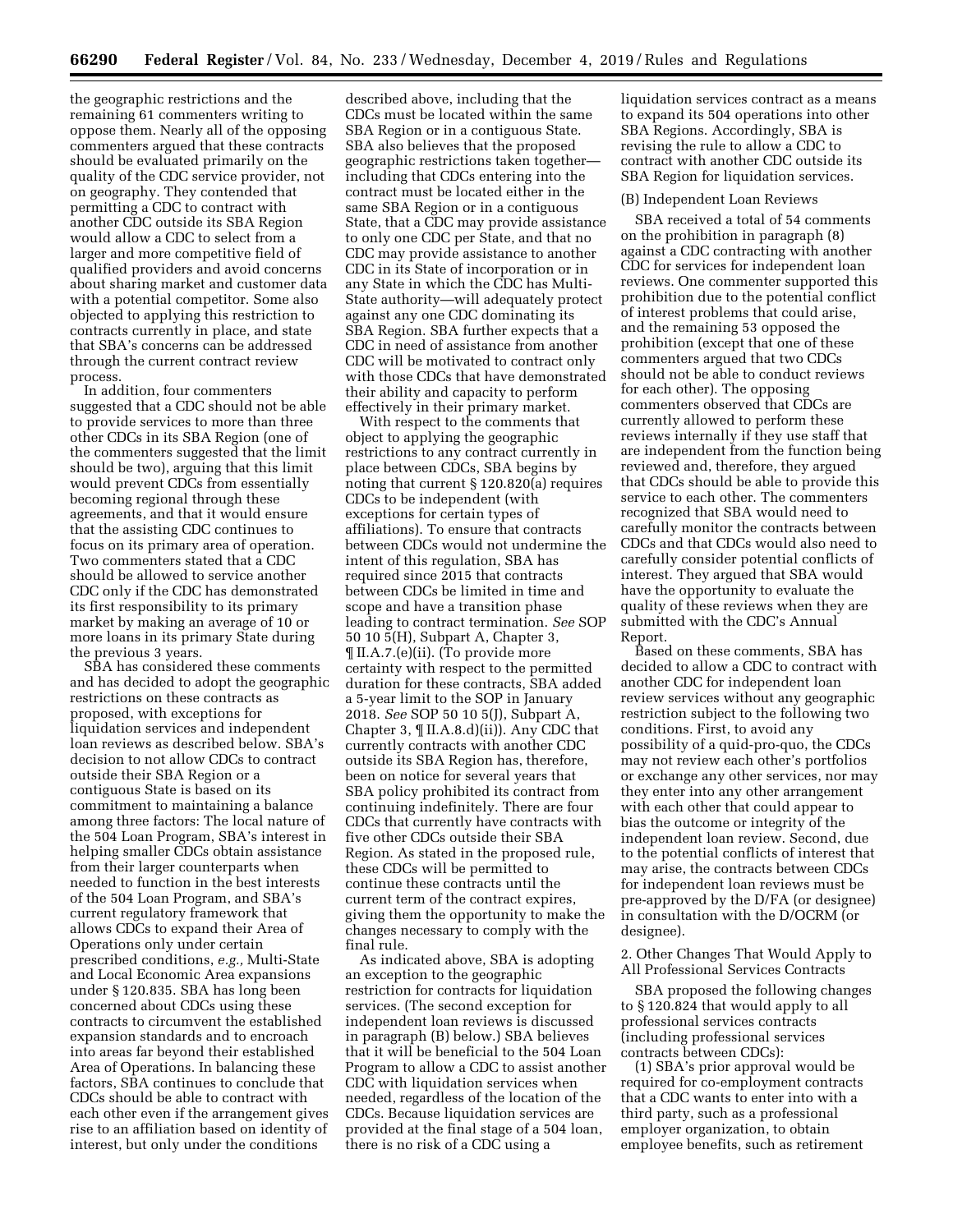the geographic restrictions and the remaining 61 commenters writing to oppose them. Nearly all of the opposing commenters argued that these contracts should be evaluated primarily on the quality of the CDC service provider, not on geography. They contended that permitting a CDC to contract with another CDC outside its SBA Region would allow a CDC to select from a larger and more competitive field of qualified providers and avoid concerns about sharing market and customer data with a potential competitor. Some also objected to applying this restriction to contracts currently in place, and state that SBA's concerns can be addressed through the current contract review process.

In addition, four commenters suggested that a CDC should not be able to provide services to more than three other CDCs in its SBA Region (one of the commenters suggested that the limit should be two), arguing that this limit would prevent CDCs from essentially becoming regional through these agreements, and that it would ensure that the assisting CDC continues to focus on its primary area of operation. Two commenters stated that a CDC should be allowed to service another CDC only if the CDC has demonstrated its first responsibility to its primary market by making an average of 10 or more loans in its primary State during the previous 3 years.

SBA has considered these comments and has decided to adopt the geographic restrictions on these contracts as proposed, with exceptions for liquidation services and independent loan reviews as described below. SBA's decision to not allow CDCs to contract outside their SBA Region or a contiguous State is based on its commitment to maintaining a balance among three factors: The local nature of the 504 Loan Program, SBA's interest in helping smaller CDCs obtain assistance from their larger counterparts when needed to function in the best interests of the 504 Loan Program, and SBA's current regulatory framework that allows CDCs to expand their Area of Operations only under certain prescribed conditions, *e.g.,* Multi-State and Local Economic Area expansions under § 120.835. SBA has long been concerned about CDCs using these contracts to circumvent the established expansion standards and to encroach into areas far beyond their established Area of Operations. In balancing these factors, SBA continues to conclude that CDCs should be able to contract with each other even if the arrangement gives rise to an affiliation based on identity of interest, but only under the conditions described above, including that the CDCs must be located within the same SBA Region or in a contiguous State. SBA also believes that the proposed geographic restrictions taken together—including that CDCs entering into the contract must be located either in the same SBA Region or in a contiguous State, that a CDC may provide assistance to only one CDC per State, and that no CDC may provide assistance to another CDC in its State of incorporation or in any State in which the CDC has Multi-State authority—will adequately protect against any one CDC dominating its SBA Region. SBA further expects that a CDC in need of assistance from another CDC will be motivated to contract only with those CDCs that have demonstrated their ability and capacity to perform effectively in their primary market.

With respect to the comments that object to applying the geographic restrictions to any contract currently in place between CDCs, SBA begins by noting that current § 120.820(a) requires CDCs to be independent (with exceptions for certain types of affiliations). To ensure that contracts between CDCs would not undermine the intent of this regulation, SBA has required since 2015 that contracts between CDCs be limited in time and scope and have a transition phase leading to contract termination. *See* SOP 50 10 5(H), Subpart A, Chapter 3, ¶ II.A.7.(e)(ii). (To provide more certainty with respect to the permitted duration for these contracts, SBA added a 5-year limit to the SOP in January 2018. *See* SOP 50 10 5(J), Subpart A, Chapter 3, ¶ II.A.8.d)(ii)). Any CDC that currently contracts with another CDC outside its SBA Region has, therefore, been on notice for several years that SBA policy prohibited its contract from continuing indefinitely. There are four CDCs that currently have contracts with five other CDCs outside their SBA Region. As stated in the proposed rule, these CDCs will be permitted to continue these contracts until the current term of the contract expires, giving them the opportunity to make the changes necessary to comply with the final rule.

As indicated above, SBA is adopting an exception to the geographic restriction for contracts for liquidation services. (The second exception for independent loan reviews is discussed in paragraph (B) below.) SBA believes that it will be beneficial to the 504 Loan Program to allow a CDC to assist another CDC with liquidation services when needed, regardless of the location of the CDCs. Because liquidation services are provided at the final stage of a 504 loan, there is no risk of a CDC using a liquidation services contract as a means to expand its 504 operations into other SBA Regions. Accordingly, SBA is revising the rule to allow a CDC to contract with another CDC outside its SBA Region for liquidation services.

(B) Independent Loan Reviews

SBA received a total of 54 comments on the prohibition in paragraph (8) against a CDC contracting with another CDC for services for independent loan reviews. One commenter supported this prohibition due to the potential conflict of interest problems that could arise, and the remaining 53 opposed the prohibition (except that one of these commenters argued that two CDCs should not be able to conduct reviews for each other). The opposing commenters observed that CDCs are currently allowed to perform these reviews internally if they use staff that are independent from the function being reviewed and, therefore, they argued that CDCs should be able to provide this service to each other. The commenters recognized that SBA would need to carefully monitor the contracts between CDCs and that CDCs would also need to carefully consider potential conflicts of interest. They argued that SBA would have the opportunity to evaluate the quality of these reviews when they are submitted with the CDC's Annual Report.

Based on these comments, SBA has decided to allow a CDC to contract with another CDC for independent loan review services without any geographic restriction subject to the following two conditions. First, to avoid any possibility of a quid-pro-quo, the CDCs may not review each other's portfolios or exchange any other services, nor may they enter into any other arrangement with each other that could appear to bias the outcome or integrity of the independent loan review. Second, due to the potential conflicts of interest that may arise, the contracts between CDCs for independent loan reviews must be pre-approved by the D/FA (or designee) in consultation with the D/OCRM (or designee).

2. Other Changes That Would Apply to All Professional Services Contracts

SBA proposed the following changes to § 120.824 that would apply to all professional services contracts (including professional services contracts between CDCs):

(1) SBA's prior approval would be required for co-employment contracts that a CDC wants to enter into with a third party, such as a professional employer organization, to obtain employee benefits, such as retirement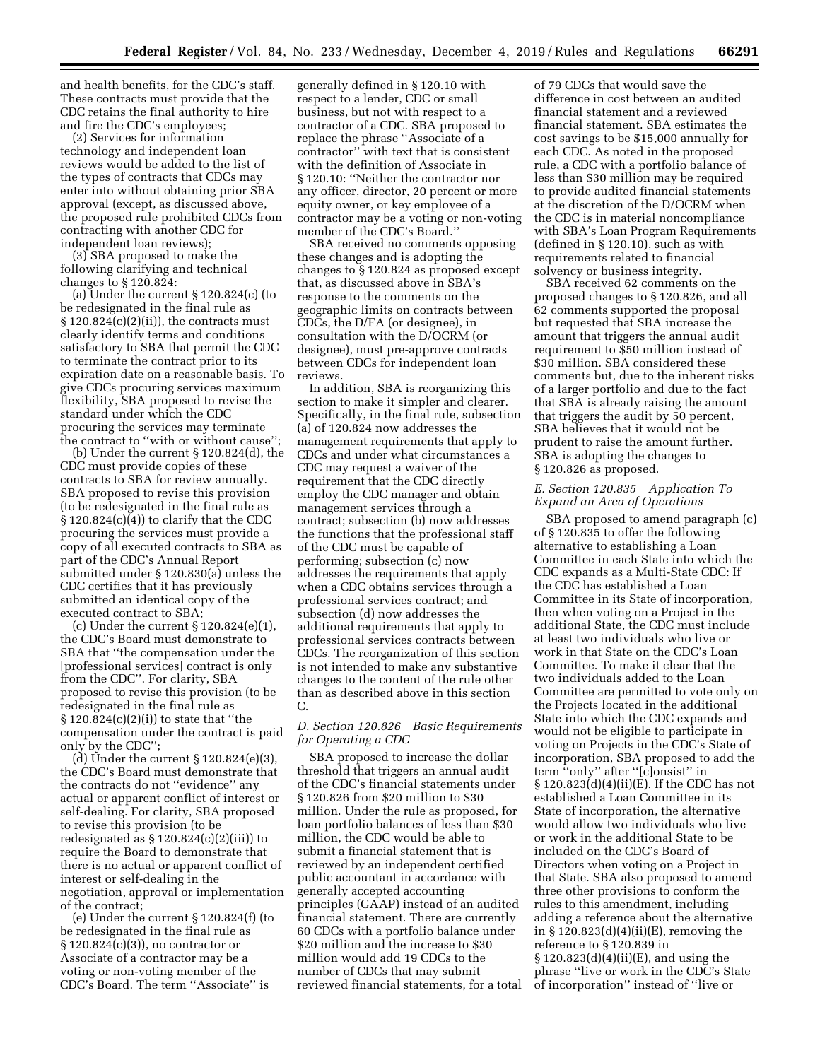and health benefits, for the CDC's staff. These contracts must provide that the CDC retains the final authority to hire and fire the CDC's employees;

(2) Services for information technology and independent loan reviews would be added to the list of the types of contracts that CDCs may enter into without obtaining prior SBA approval (except, as discussed above, the proposed rule prohibited CDCs from contracting with another CDC for independent loan reviews);

(3) SBA proposed to make the following clarifying and technical changes to § 120.824:

(a) Under the current § 120.824(c) (to be redesignated in the final rule as § 120.824(c)(2)(ii)), the contracts must clearly identify terms and conditions satisfactory to SBA that permit the CDC to terminate the contract prior to its expiration date on a reasonable basis. To give CDCs procuring services maximum flexibility, SBA proposed to revise the standard under which the CDC procuring the services may terminate the contract to "with or without cause";

(b) Under the current § 120.824(d), the CDC must provide copies of these contracts to SBA for review annually. SBA proposed to revise this provision (to be redesignated in the final rule as § 120.824(c)(4)) to clarify that the CDC procuring the services must provide a copy of all executed contracts to SBA as part of the CDC's Annual Report submitted under § 120.830(a) unless the CDC certifies that it has previously submitted an identical copy of the executed contract to SBA;

(c) Under the current § 120.824(e)(1), the CDC's Board must demonstrate to SBA that "the compensation under the [professional services] contract is only from the CDC". For clarity, SBA proposed to revise this provision (to be redesignated in the final rule as § 120.824(c)(2)(i)) to state that "the compensation under the contract is paid only by the CDC";

(d) Under the current § 120.824(e)(3), the CDC's Board must demonstrate that the contracts do not "evidence" any actual or apparent conflict of interest or self-dealing. For clarity, SBA proposed to revise this provision (to be redesignated as § 120.824(c)(2)(iii)) to require the Board to demonstrate that there is no actual or apparent conflict of interest or self-dealing in the negotiation, approval or implementation of the contract;

(e) Under the current § 120.824(f) (to be redesignated in the final rule as § 120.824(c)(3)), no contractor or Associate of a contractor may be a voting or non-voting member of the CDC's Board. The term "Associate" is generally defined in § 120.10 with respect to a lender, CDC or small business, but not with respect to a contractor of a CDC. SBA proposed to replace the phrase "Associate of a contractor" with text that is consistent with the definition of Associate in § 120.10: "Neither the contractor nor any officer, director, 20 percent or more equity owner, or key employee of a contractor may be a voting or non-voting member of the CDC's Board."

SBA received no comments opposing these changes and is adopting the changes to § 120.824 as proposed except that, as discussed above in SBA's response to the comments on the geographic limits on contracts between CDCs, the D/FA (or designee), in consultation with the D/OCRM (or designee), must pre-approve contracts between CDCs for independent loan reviews.

In addition, SBA is reorganizing this section to make it simpler and clearer. Specifically, in the final rule, subsection (a) of 120.824 now addresses the management requirements that apply to CDCs and under what circumstances a CDC may request a waiver of the requirement that the CDC directly employ the CDC manager and obtain management services through a contract; subsection (b) now addresses the functions that the professional staff of the CDC must be capable of performing; subsection (c) now addresses the requirements that apply when a CDC obtains services through a professional services contract; and subsection (d) now addresses the additional requirements that apply to professional services contracts between CDCs. The reorganization of this section is not intended to make any substantive changes to the content of the rule other than as described above in this section C.

### *D. Section 120.826 Basic Requirements for Operating a CDC*

SBA proposed to increase the dollar threshold that triggers an annual audit of the CDC's financial statements under § 120.826 from $20 million to $30 million. Under the rule as proposed, for loan portfolio balances of less than $30 million, the CDC would be able to submit a financial statement that is reviewed by an independent certified public accountant in accordance with generally accepted accounting principles (GAAP) instead of an audited financial statement. There are currently 60 CDCs with a portfolio balance under $20 million and the increase to $30 million would add 19 CDCs to the number of CDCs that may submit reviewed financial statements, for a total of 79 CDCs that would save the difference in cost between an audited financial statement and a reviewed financial statement. SBA estimates the cost savings to be $15,000 annually for each CDC. As noted in the proposed rule, a CDC with a portfolio balance of less than $30 million may be required to provide audited financial statements at the discretion of the D/OCRM when the CDC is in material noncompliance with SBA's Loan Program Requirements (defined in § 120.10), such as with requirements related to financial solvency or business integrity.

SBA received 62 comments on the proposed changes to § 120.826, and all 62 comments supported the proposal but requested that SBA increase the amount that triggers the annual audit requirement to $50 million instead of $30 million. SBA considered these comments but, due to the inherent risks of a larger portfolio and due to the fact that SBA is already raising the amount that triggers the audit by 50 percent, SBA believes that it would not be prudent to raise the amount further. SBA is adopting the changes to § 120.826 as proposed.

### *E. Section 120.835 Application To Expand an Area of Operations*

SBA proposed to amend paragraph (c) of § 120.835 to offer the following alternative to establishing a Loan Committee in each State into which the CDC expands as a Multi-State CDC: If the CDC has established a Loan Committee in its State of incorporation, then when voting on a Project in the additional State, the CDC must include at least two individuals who live or work in that State on the CDC's Loan Committee. To make it clear that the two individuals added to the Loan Committee are permitted to vote only on the Projects located in the additional State into which the CDC expands and would not be eligible to participate in voting on Projects in the CDC's State of incorporation, SBA proposed to add the term "only" after "[c]onsist" in § 120.823(d)(4)(ii)(E). If the CDC has not established a Loan Committee in its State of incorporation, the alternative would allow two individuals who live or work in the additional State to be included on the CDC's Board of Directors when voting on a Project in that State. SBA also proposed to amend three other provisions to conform the rules to this amendment, including adding a reference about the alternative in § 120.823(d)(4)(ii)(E), removing the reference to § 120.839 in § 120.823(d)(4)(ii)(E), and using the phrase "live or work in the CDC's State of incorporation" instead of "live or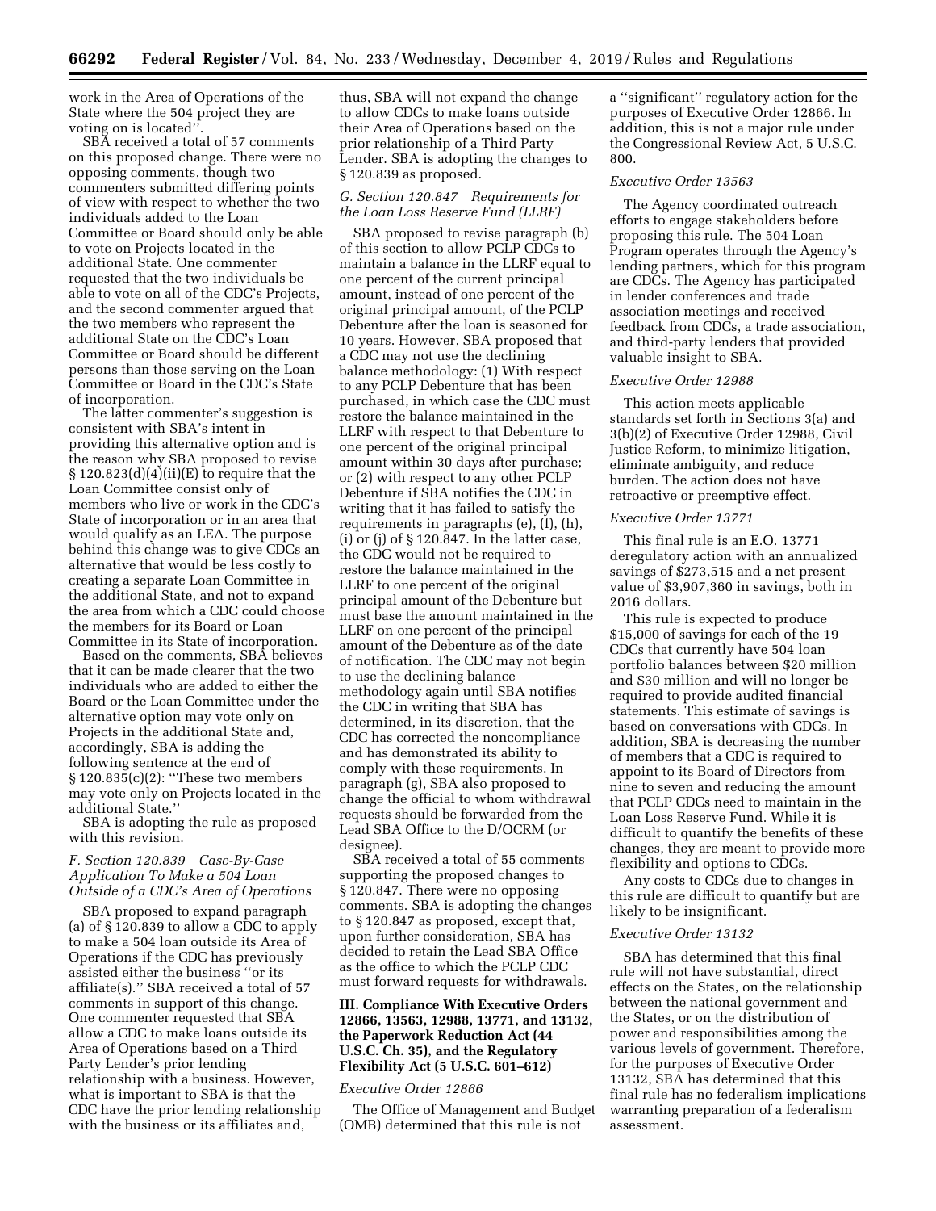work in the Area of Operations of the State where the 504 project they are voting on is located''.

SBA received a total of 57 comments on this proposed change. There were no opposing comments, though two commenters submitted differing points of view with respect to whether the two individuals added to the Loan Committee or Board should only be able to vote on Projects located in the additional State. One commenter requested that the two individuals be able to vote on all of the CDC's Projects, and the second commenter argued that the two members who represent the additional State on the CDC's Loan Committee or Board should be different persons than those serving on the Loan Committee or Board in the CDC's State of incorporation.

The latter commenter's suggestion is consistent with SBA's intent in providing this alternative option and is the reason why SBA proposed to revise § 120.823(d)(4)(ii)(E) to require that the Loan Committee consist only of members who live or work in the CDC's State of incorporation or in an area that would qualify as an LEA. The purpose behind this change was to give CDCs an alternative that would be less costly to creating a separate Loan Committee in the additional State, and not to expand the area from which a CDC could choose the members for its Board or Loan Committee in its State of incorporation.

Based on the comments, SBA believes that it can be made clearer that the two individuals who are added to either the Board or the Loan Committee under the alternative option may vote only on Projects in the additional State and, accordingly, SBA is adding the following sentence at the end of § 120.835(c)(2): ''These two members may vote only on Projects located in the additional State.''

SBA is adopting the rule as proposed with this revision.

### *F. Section 120.839 Case-By-Case Application To Make a 504 Loan Outside of a CDC's Area of Operations*

SBA proposed to expand paragraph (a) of § 120.839 to allow a CDC to apply to make a 504 loan outside its Area of Operations if the CDC has previously assisted either the business ''or its affiliate(s).'' SBA received a total of 57 comments in support of this change. One commenter requested that SBA allow a CDC to make loans outside its Area of Operations based on a Third Party Lender's prior lending relationship with a business. However, what is important to SBA is that the CDC have the prior lending relationship with the business or its affiliates and, thus, SBA will not expand the change to allow CDCs to make loans outside their Area of Operations based on the prior relationship of a Third Party Lender. SBA is adopting the changes to § 120.839 as proposed.

### *G. Section 120.847 Requirements for the Loan Loss Reserve Fund (LLRF)*

SBA proposed to revise paragraph (b) of this section to allow PCLP CDCs to maintain a balance in the LLRF equal to one percent of the current principal amount, instead of one percent of the original principal amount, of the PCLP Debenture after the loan is seasoned for 10 years. However, SBA proposed that a CDC may not use the declining balance methodology: (1) With respect to any PCLP Debenture that has been purchased, in which case the CDC must restore the balance maintained in the LLRF with respect to that Debenture to one percent of the original principal amount within 30 days after purchase; or (2) with respect to any other PCLP Debenture if SBA notifies the CDC in writing that it has failed to satisfy the requirements in paragraphs (e), (f), (h), (i) or (j) of § 120.847. In the latter case, the CDC would not be required to restore the balance maintained in the LLRF to one percent of the original principal amount of the Debenture but must base the amount maintained in the LLRF on one percent of the principal amount of the Debenture as of the date of notification. The CDC may not begin to use the declining balance methodology again until SBA notifies the CDC in writing that SBA has determined, in its discretion, that the CDC has corrected the noncompliance and has demonstrated its ability to comply with these requirements. In paragraph (g), SBA also proposed to change the official to whom withdrawal requests should be forwarded from the Lead SBA Office to the D/OCRM (or designee).

SBA received a total of 55 comments supporting the proposed changes to § 120.847. There were no opposing comments. SBA is adopting the changes to § 120.847 as proposed, except that, upon further consideration, SBA has decided to retain the Lead SBA Office as the office to which the PCLP CDC must forward requests for withdrawals.

## III. Compliance With Executive Orders 12866, 13563, 12988, 13771, and 13132, the Paperwork Reduction Act (44 U.S.C. Ch. 35), and the Regulatory Flexibility Act (5 U.S.C. 601–612)

### *Executive Order 12866*

The Office of Management and Budget (OMB) determined that this rule is not a ''significant'' regulatory action for the purposes of Executive Order 12866. In addition, this is not a major rule under the Congressional Review Act, 5 U.S.C. 800.

### *Executive Order 13563*

The Agency coordinated outreach efforts to engage stakeholders before proposing this rule. The 504 Loan Program operates through the Agency's lending partners, which for this program are CDCs. The Agency has participated in lender conferences and trade association meetings and received feedback from CDCs, a trade association, and third-party lenders that provided valuable insight to SBA.

### *Executive Order 12988*

This action meets applicable standards set forth in Sections 3(a) and 3(b)(2) of Executive Order 12988, Civil Justice Reform, to minimize litigation, eliminate ambiguity, and reduce burden. The action does not have retroactive or preemptive effect.

### *Executive Order 13771*

This final rule is an E.O. 13771 deregulatory action with an annualized savings of $273,515 and a net present value of $3,907,360 in savings, both in 2016 dollars.

This rule is expected to produce $15,000 of savings for each of the 19 CDCs that currently have 504 loan portfolio balances between $20 million and $30 million and will no longer be required to provide audited financial statements. This estimate of savings is based on conversations with CDCs. In addition, SBA is decreasing the number of members that a CDC is required to appoint to its Board of Directors from nine to seven and reducing the amount that PCLP CDCs need to maintain in the Loan Loss Reserve Fund. While it is difficult to quantify the benefits of these changes, they are meant to provide more flexibility and options to CDCs.

Any costs to CDCs due to changes in this rule are difficult to quantify but are likely to be insignificant.

### *Executive Order 13132*

SBA has determined that this final rule will not have substantial, direct effects on the States, on the relationship between the national government and the States, or on the distribution of power and responsibilities among the various levels of government. Therefore, for the purposes of Executive Order 13132, SBA has determined that this final rule has no federalism implications warranting preparation of a federalism assessment.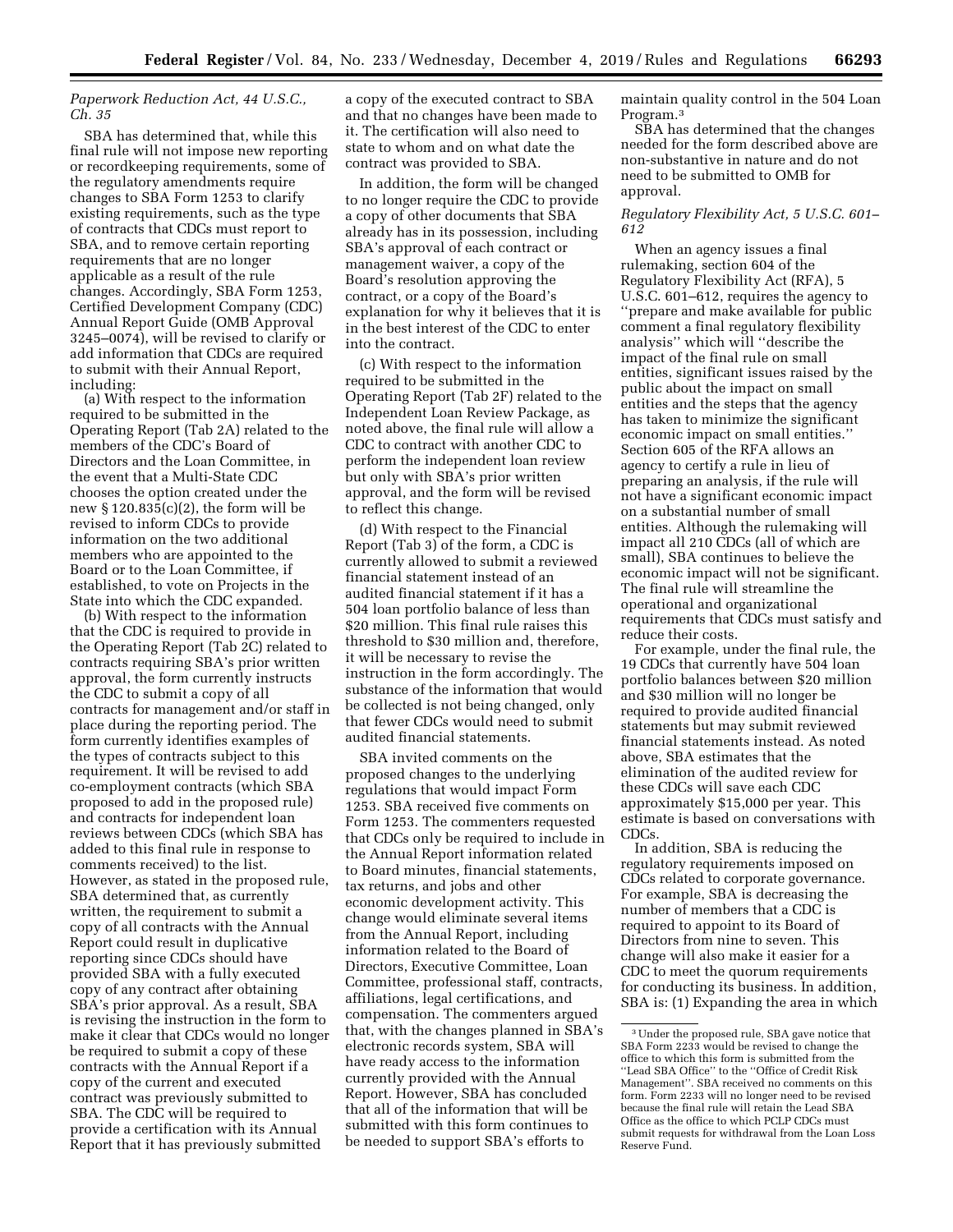*Paperwork Reduction Act, 44 U.S.C., Ch. 35*

SBA has determined that, while this final rule will not impose new reporting or recordkeeping requirements, some of the regulatory amendments require changes to SBA Form 1253 to clarify existing requirements, such as the type of contracts that CDCs must report to SBA, and to remove certain reporting requirements that are no longer applicable as a result of the rule changes. Accordingly, SBA Form 1253, Certified Development Company (CDC) Annual Report Guide (OMB Approval 3245–0074), will be revised to clarify or add information that CDCs are required to submit with their Annual Report, including:

(a) With respect to the information required to be submitted in the Operating Report (Tab 2A) related to the members of the CDC's Board of Directors and the Loan Committee, in the event that a Multi-State CDC chooses the option created under the new § 120.835(c)(2), the form will be revised to inform CDCs to provide information on the two additional members who are appointed to the Board or to the Loan Committee, if established, to vote on Projects in the State into which the CDC expanded.

(b) With respect to the information that the CDC is required to provide in the Operating Report (Tab 2C) related to contracts requiring SBA's prior written approval, the form currently instructs the CDC to submit a copy of all contracts for management and/or staff in place during the reporting period. The form currently identifies examples of the types of contracts subject to this requirement. It will be revised to add co-employment contracts (which SBA proposed to add in the proposed rule) and contracts for independent loan reviews between CDCs (which SBA has added to this final rule in response to comments received) to the list. However, as stated in the proposed rule, SBA determined that, as currently written, the requirement to submit a copy of all contracts with the Annual Report could result in duplicative reporting since CDCs should have provided SBA with a fully executed copy of any contract after obtaining SBA's prior approval. As a result, SBA is revising the instruction in the form to make it clear that CDCs would no longer be required to submit a copy of these contracts with the Annual Report if a copy of the current and executed contract was previously submitted to SBA. The CDC will be required to provide a certification with its Annual Report that it has previously submitted a copy of the executed contract to SBA and that no changes have been made to it. The certification will also need to state to whom and on what date the contract was provided to SBA.

In addition, the form will be changed to no longer require the CDC to provide a copy of other documents that SBA already has in its possession, including SBA's approval of each contract or management waiver, a copy of the Board's resolution approving the contract, or a copy of the Board's explanation for why it believes that it is in the best interest of the CDC to enter into the contract.

(c) With respect to the information required to be submitted in the Operating Report (Tab 2F) related to the Independent Loan Review Package, as noted above, the final rule will allow a CDC to contract with another CDC to perform the independent loan review but only with SBA's prior written approval, and the form will be revised to reflect this change.

(d) With respect to the Financial Report (Tab 3) of the form, a CDC is currently allowed to submit a reviewed financial statement instead of an audited financial statement if it has a 504 loan portfolio balance of less than $20 million. This final rule raises this threshold to $30 million and, therefore, it will be necessary to revise the instruction in the form accordingly. The substance of the information that would be collected is not being changed, only that fewer CDCs would need to submit audited financial statements.

SBA invited comments on the proposed changes to the underlying regulations that would impact Form 1253. SBA received five comments on Form 1253. The commenters requested that CDCs only be required to include in the Annual Report information related to Board minutes, financial statements, tax returns, and jobs and other economic development activity. This change would eliminate several items from the Annual Report, including information related to the Board of Directors, Executive Committee, Loan Committee, professional staff, contracts, affiliations, legal certifications, and compensation. The commenters argued that, with the changes planned in SBA's electronic records system, SBA will have ready access to the information currently provided with the Annual Report. However, SBA has concluded that all of the information that will be submitted with this form continues to be needed to support SBA's efforts to maintain quality control in the 504 Loan Program.[3]

SBA has determined that the changes needed for the form described above are non-substantive in nature and do not need to be submitted to OMB for approval.

*Regulatory Flexibility Act, 5 U.S.C. 601–612*

When an agency issues a final rulemaking, section 604 of the Regulatory Flexibility Act (RFA), 5 U.S.C. 601–612, requires the agency to "prepare and make available for public comment a final regulatory flexibility analysis" which will "describe the impact of the final rule on small entities, significant issues raised by the public about the impact on small entities and the steps that the agency has taken to minimize the significant economic impact on small entities." Section 605 of the RFA allows an agency to certify a rule in lieu of preparing an analysis, if the rule will not have a significant economic impact on a substantial number of small entities. Although the rulemaking will impact all 210 CDCs (all of which are small), SBA continues to believe the economic impact will not be significant. The final rule will streamline the operational and organizational requirements that CDCs must satisfy and reduce their costs.

For example, under the final rule, the 19 CDCs that currently have 504 loan portfolio balances between $20 million and $30 million will no longer be required to provide audited financial statements but may submit reviewed financial statements instead. As noted above, SBA estimates that the elimination of the audited review for these CDCs will save each CDC approximately $15,000 per year. This estimate is based on conversations with CDCs.

In addition, SBA is reducing the regulatory requirements imposed on CDCs related to corporate governance. For example, SBA is decreasing the number of members that a CDC is required to appoint to its Board of Directors from nine to seven. This change will also make it easier for a CDC to meet the quorum requirements for conducting its business. In addition, SBA is: (1) Expanding the area in which

[3] Under the proposed rule, SBA gave notice that SBA Form 2233 would be revised to change the office to which this form is submitted from the "Lead SBA Office" to the "Office of Credit Risk Management". SBA received no comments on this form. Form 2233 will no longer need to be revised because the final rule will retain the Lead SBA Office as the office to which PCLP CDCs must submit requests for withdrawal from the Loan Loss Reserve Fund.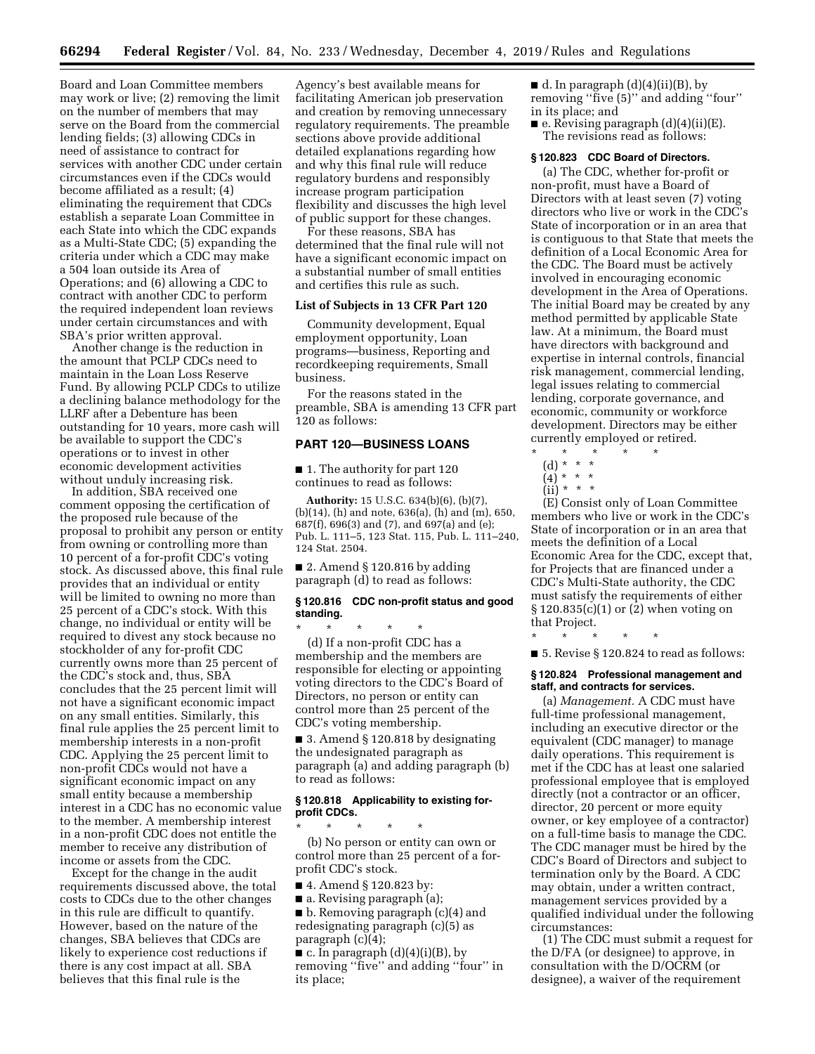Board and Loan Committee members may work or live; (2) removing the limit on the number of members that may serve on the Board from the commercial lending fields; (3) allowing CDCs in need of assistance to contract for services with another CDC under certain circumstances even if the CDCs would become affiliated as a result; (4) eliminating the requirement that CDCs establish a separate Loan Committee in each State into which the CDC expands as a Multi-State CDC; (5) expanding the criteria under which a CDC may make a 504 loan outside its Area of Operations; and (6) allowing a CDC to contract with another CDC to perform the required independent loan reviews under certain circumstances and with SBA's prior written approval.

Another change is the reduction in the amount that PCLP CDCs need to maintain in the Loan Loss Reserve Fund. By allowing PCLP CDCs to utilize a declining balance methodology for the LLRF after a Debenture has been outstanding for 10 years, more cash will be available to support the CDC's operations or to invest in other economic development activities without unduly increasing risk.

In addition, SBA received one comment opposing the certification of the proposed rule because of the proposal to prohibit any person or entity from owning or controlling more than 10 percent of a for-profit CDC's voting stock. As discussed above, this final rule provides that an individual or entity will be limited to owning no more than 25 percent of a CDC's stock. With this change, no individual or entity will be required to divest any stock because no stockholder of any for-profit CDC currently owns more than 25 percent of the CDC's stock and, thus, SBA concludes that the 25 percent limit will not have a significant economic impact on any small entities. Similarly, this final rule applies the 25 percent limit to membership interests in a non-profit CDC. Applying the 25 percent limit to non-profit CDCs would not have a significant economic impact on any small entity because a membership interest in a CDC has no economic value to the member. A membership interest in a non-profit CDC does not entitle the member to receive any distribution of income or assets from the CDC.

Except for the change in the audit requirements discussed above, the total costs to CDCs due to the other changes in this rule are difficult to quantify. However, based on the nature of the changes, SBA believes that CDCs are likely to experience cost reductions if there is any cost impact at all. SBA believes that this final rule is the Agency's best available means for facilitating American job preservation and creation by removing unnecessary regulatory requirements. The preamble sections above provide additional detailed explanations regarding how and why this final rule will reduce regulatory burdens and responsibly increase program participation flexibility and discusses the high level of public support for these changes.

For these reasons, SBA has determined that the final rule will not have a significant economic impact on a substantial number of small entities and certifies this rule as such.

### List of Subjects in 13 CFR Part 120

Community development, Equal employment opportunity, Loan programs—business, Reporting and recordkeeping requirements, Small business.

For the reasons stated in the preamble, SBA is amending 13 CFR part 120 as follows:

## PART 120—BUSINESS LOANS

■ 1. The authority for part 120 continues to read as follows:

**Authority:** 15 U.S.C. 634(b)(6), (b)(7), (b)(14), (h) and note, 636(a), (h) and (m), 650, 687(f), 696(3) and (7), and 697(a) and (e); Pub. L. 111–5, 123 Stat. 115, Pub. L. 111–240, 124 Stat. 2504.

■ 2. Amend § 120.816 by adding paragraph (d) to read as follows:

### § 120.816 CDC non-profit status and good standing.

\* \* \* \* \*

(d) If a non-profit CDC has a membership and the members are responsible for electing or appointing voting directors to the CDC's Board of Directors, no person or entity can control more than 25 percent of the CDC's voting membership.

■ 3. Amend § 120.818 by designating the undesignated paragraph as paragraph (a) and adding paragraph (b) to read as follows:

### § 120.818 Applicability to existing for-profit CDCs.

\* \* \* \* \*

(b) No person or entity can own or control more than 25 percent of a for-profit CDC's stock.

■ 4. Amend § 120.823 by:

■ a. Revising paragraph (a);

■ b. Removing paragraph (c)(4) and redesignating paragraph (c)(5) as paragraph (c)(4);

■ c. In paragraph (d)(4)(i)(B), by removing "five" and adding "four" in its place;

■ d. In paragraph (d)(4)(ii)(B), by removing "five (5)" and adding "four" in its place; and

■ e. Revising paragraph (d)(4)(ii)(E).

The revisions read as follows:

### § 120.823 CDC Board of Directors.

(a) The CDC, whether for-profit or non-profit, must have a Board of Directors with at least seven (7) voting directors who live or work in the CDC's State of incorporation or in an area that is contiguous to that State that meets the definition of a Local Economic Area for the CDC. The Board must be actively involved in encouraging economic development in the Area of Operations. The initial Board may be created by any method permitted by applicable State law. At a minimum, the Board must have directors with background and expertise in internal controls, financial risk management, commercial lending, legal issues relating to commercial lending, corporate governance, and economic, community or workforce development. Directors may be either currently employed or retired.

\* \* \* \* \*

(d) \* \* \*

(4) \* \* \*

(ii) \* \* \*

(E) Consist only of Loan Committee members who live or work in the CDC's State of incorporation or in an area that meets the definition of a Local Economic Area for the CDC, except that, for Projects that are financed under a CDC's Multi-State authority, the CDC must satisfy the requirements of either § 120.835(c)(1) or (2) when voting on that Project.

\* \* \* \* \*

■ 5. Revise § 120.824 to read as follows:

### § 120.824 Professional management and staff, and contracts for services.

(a) *Management.* A CDC must have full-time professional management, including an executive director or the equivalent (CDC manager) to manage daily operations. This requirement is met if the CDC has at least one salaried professional employee that is employed directly (not a contractor or an officer, director, 20 percent or more equity owner, or key employee of a contractor) on a full-time basis to manage the CDC. The CDC manager must be hired by the CDC's Board of Directors and subject to termination only by the Board. A CDC may obtain, under a written contract, management services provided by a qualified individual under the following circumstances:

(1) The CDC must submit a request for the D/FA (or designee) to approve, in consultation with the D/OCRM (or designee), a waiver of the requirement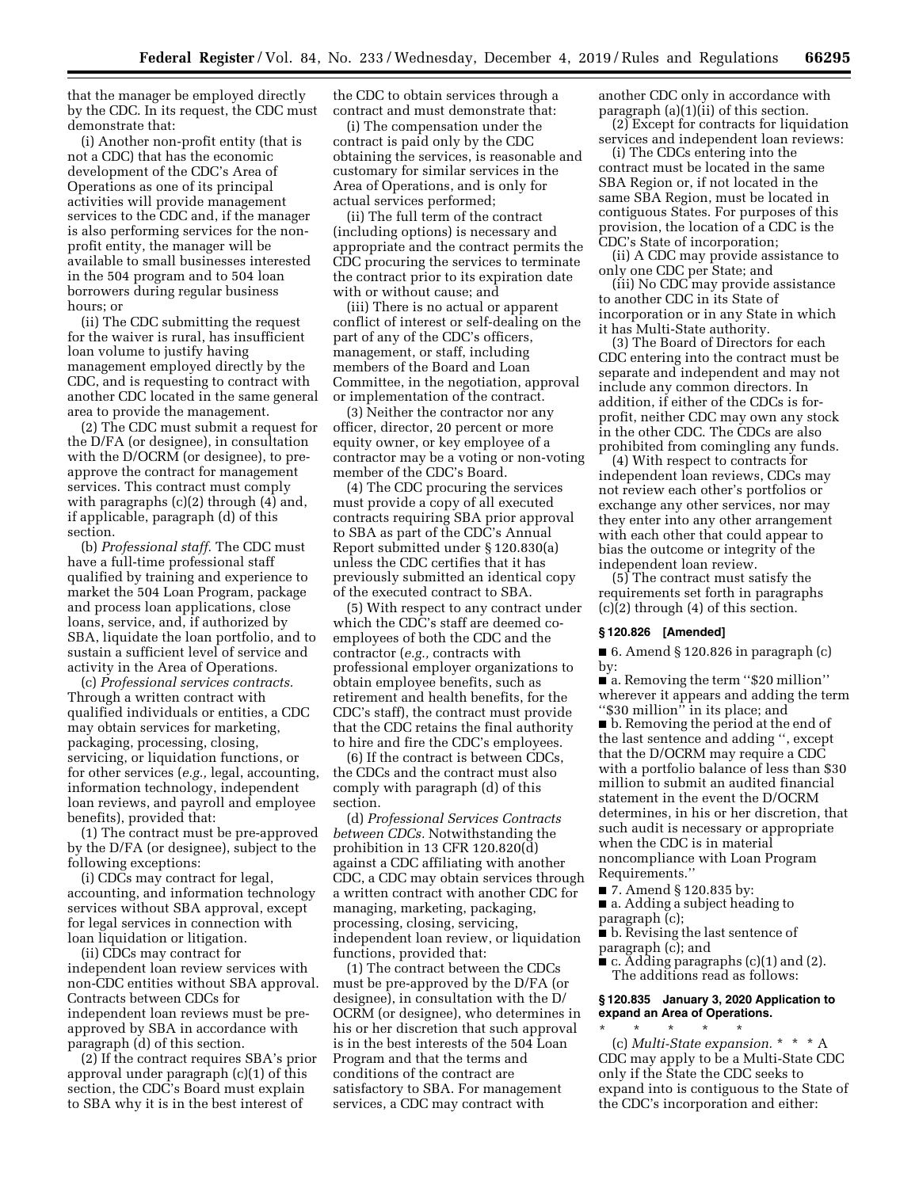that the manager be employed directly by the CDC. In its request, the CDC must demonstrate that:

(i) Another non-profit entity (that is not a CDC) that has the economic development of the CDC's Area of Operations as one of its principal activities will provide management services to the CDC and, if the manager is also performing services for the non-profit entity, the manager will be available to small businesses interested in the 504 program and to 504 loan borrowers during regular business hours; or

(ii) The CDC submitting the request for the waiver is rural, has insufficient loan volume to justify having management employed directly by the CDC, and is requesting to contract with another CDC located in the same general area to provide the management.

(2) The CDC must submit a request for the D/FA (or designee), in consultation with the D/OCRM (or designee), to pre-approve the contract for management services. This contract must comply with paragraphs (c)(2) through (4) and, if applicable, paragraph (d) of this section.

(b) *Professional staff.* The CDC must have a full-time professional staff qualified by training and experience to market the 504 Loan Program, package and process loan applications, close loans, service, and, if authorized by SBA, liquidate the loan portfolio, and to sustain a sufficient level of service and activity in the Area of Operations.

(c) *Professional services contracts.* Through a written contract with qualified individuals or entities, a CDC may obtain services for marketing, packaging, processing, closing, servicing, or liquidation functions, or for other services (*e.g.,* legal, accounting, information technology, independent loan reviews, and payroll and employee benefits), provided that:

(1) The contract must be pre-approved by the D/FA (or designee), subject to the following exceptions:

(i) CDCs may contract for legal, accounting, and information technology services without SBA approval, except for legal services in connection with loan liquidation or litigation.

(ii) CDCs may contract for independent loan review services with non-CDC entities without SBA approval. Contracts between CDCs for independent loan reviews must be pre-approved by SBA in accordance with paragraph (d) of this section.

(2) If the contract requires SBA's prior approval under paragraph (c)(1) of this section, the CDC's Board must explain to SBA why it is in the best interest of the CDC to obtain services through a contract and must demonstrate that:

(i) The compensation under the contract is paid only by the CDC obtaining the services, is reasonable and customary for similar services in the Area of Operations, and is only for actual services performed;

(ii) The full term of the contract (including options) is necessary and appropriate and the contract permits the CDC procuring the services to terminate the contract prior to its expiration date with or without cause; and

(iii) There is no actual or apparent conflict of interest or self-dealing on the part of any of the CDC's officers, management, or staff, including members of the Board and Loan Committee, in the negotiation, approval or implementation of the contract.

(3) Neither the contractor nor any officer, director, 20 percent or more equity owner, or key employee of a contractor may be a voting or non-voting member of the CDC's Board.

(4) The CDC procuring the services must provide a copy of all executed contracts requiring SBA prior approval to SBA as part of the CDC's Annual Report submitted under § 120.830(a) unless the CDC certifies that it has previously submitted an identical copy of the executed contract to SBA.

(5) With respect to any contract under which the CDC's staff are deemed co-employees of both the CDC and the contractor (*e.g.,* contracts with professional employer organizations to obtain employee benefits, such as retirement and health benefits, for the CDC's staff), the contract must provide that the CDC retains the final authority to hire and fire the CDC's employees.

(6) If the contract is between CDCs, the CDCs and the contract must also comply with paragraph (d) of this section.

(d) *Professional Services Contracts between CDCs.* Notwithstanding the prohibition in 13 CFR 120.820(d) against a CDC affiliating with another CDC, a CDC may obtain services through a written contract with another CDC for managing, marketing, packaging, processing, closing, servicing, independent loan review, or liquidation functions, provided that:

(1) The contract between the CDCs must be pre-approved by the D/FA (or designee), in consultation with the D/OCRM (or designee), who determines in his or her discretion that such approval is in the best interests of the 504 Loan Program and that the terms and conditions of the contract are satisfactory to SBA. For management services, a CDC may contract with another CDC only in accordance with paragraph (a)(1)(ii) of this section.

(2) Except for contracts for liquidation services and independent loan reviews:

(i) The CDCs entering into the contract must be located in the same SBA Region or, if not located in the same SBA Region, must be located in contiguous States. For purposes of this provision, the location of a CDC is the CDC's State of incorporation;

(ii) A CDC may provide assistance to only one CDC per State; and

(iii) No CDC may provide assistance to another CDC in its State of incorporation or in any State in which it has Multi-State authority.

(3) The Board of Directors for each CDC entering into the contract must be separate and independent and may not include any common directors. In addition, if either of the CDCs is for-profit, neither CDC may own any stock in the other CDC. The CDCs are also prohibited from comingling any funds.

(4) With respect to contracts for independent loan reviews, CDCs may not review each other's portfolios or exchange any other services, nor may they enter into any other arrangement with each other that could appear to bias the outcome or integrity of the independent loan review.

(5) The contract must satisfy the requirements set forth in paragraphs (c)(2) through (4) of this section.

### § 120.826 [Amended]

■ 6. Amend § 120.826 in paragraph (c) by:

■ a. Removing the term "$20 million" wherever it appears and adding the term "$30 million" in its place; and

■ b. Removing the period at the end of the last sentence and adding ", except that the D/OCRM may require a CDC with a portfolio balance of less than $30 million to submit an audited financial statement in the event the D/OCRM determines, in his or her discretion, that such audit is necessary or appropriate when the CDC is in material noncompliance with Loan Program Requirements."

■ 7. Amend § 120.835 by:

■ a. Adding a subject heading to paragraph (c);

■ b. Revising the last sentence of paragraph (c); and

■ c. Adding paragraphs (c)(1) and (2).

The additions read as follows:

### § 120.835 January 3, 2020 Application to expand an Area of Operations.

\* \* \* \* \*

(c) *Multi-State expansion.* \* \* \* A CDC may apply to be a Multi-State CDC only if the State the CDC seeks to expand into is contiguous to the State of the CDC's incorporation and either: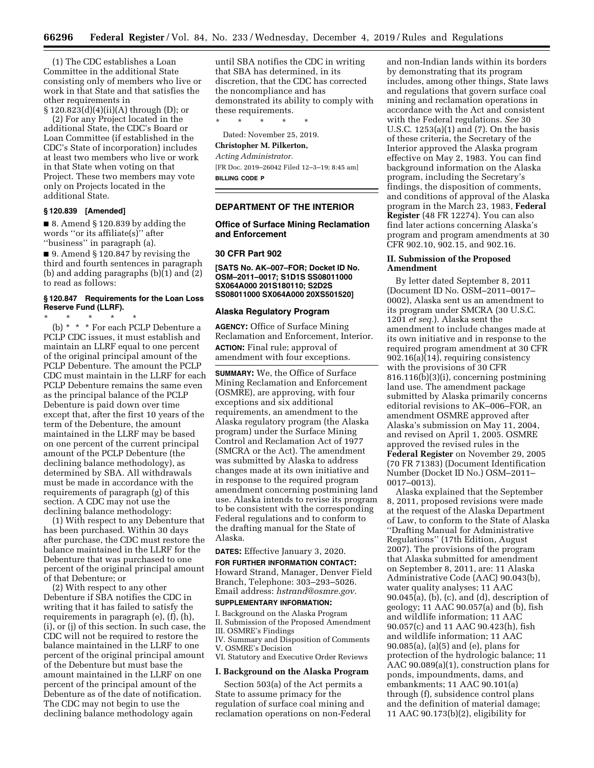(1) The CDC establishes a Loan Committee in the additional State consisting only of members who live or work in that State and that satisfies the other requirements in § 120.823(d)(4)(ii)(A) through (D); or

(2) For any Project located in the additional State, the CDC's Board or Loan Committee (if established in the CDC's State of incorporation) includes at least two members who live or work in that State when voting on that Project. These two members may vote only on Projects located in the additional State.

### § 120.839 [Amended]

■ 8. Amend § 120.839 by adding the words ''or its affiliate(s)'' after ''business'' in paragraph (a).

■ 9. Amend § 120.847 by revising the third and fourth sentences in paragraph (b) and adding paragraphs (b)(1) and (2) to read as follows:

### § 120.847 Requirements for the Loan Loss Reserve Fund (LLRF).

\* \* \* \* \*

(b) \* \* \* For each PCLP Debenture a PCLP CDC issues, it must establish and maintain an LLRF equal to one percent of the original principal amount of the PCLP Debenture. The amount the PCLP CDC must maintain in the LLRF for each PCLP Debenture remains the same even as the principal balance of the PCLP Debenture is paid down over time except that, after the first 10 years of the term of the Debenture, the amount maintained in the LLRF may be based on one percent of the current principal amount of the PCLP Debenture (the declining balance methodology), as determined by SBA. All withdrawals must be made in accordance with the requirements of paragraph (g) of this section. A CDC may not use the declining balance methodology:

(1) With respect to any Debenture that has been purchased. Within 30 days after purchase, the CDC must restore the balance maintained in the LLRF for the Debenture that was purchased to one percent of the original principal amount of that Debenture; or

(2) With respect to any other Debenture if SBA notifies the CDC in writing that it has failed to satisfy the requirements in paragraph (e), (f), (h), (i), or (j) of this section. In such case, the CDC will not be required to restore the balance maintained in the LLRF to one percent of the original principal amount of the Debenture but must base the amount maintained in the LLRF on one percent of the principal amount of the Debenture as of the date of notification. The CDC may not begin to use the declining balance methodology again until SBA notifies the CDC in writing that SBA has determined, in its discretion, that the CDC has corrected the noncompliance and has demonstrated its ability to comply with these requirements.

\* \* \* \* \*

Dated: November 25, 2019.

**Christopher M. Pilkerton,**

*Acting Administrator.*

[FR Doc. 2019–26042 Filed 12–3–19; 8:45 am]

**BILLING CODE P**

---

## DEPARTMENT OF THE INTERIOR

### Office of Surface Mining Reclamation and Enforcement

### 30 CFR Part 902

**[SATS No. AK–007–FOR; Docket ID No. OSM–2011–0017; S1D1S SS08011000 SX064A000 201S180110; S2D2S SS08011000 SX064A000 20XS501520]**

### Alaska Regulatory Program

**AGENCY:** Office of Surface Mining Reclamation and Enforcement, Interior.

**ACTION:** Final rule; approval of amendment with four exceptions.

**SUMMARY:** We, the Office of Surface Mining Reclamation and Enforcement (OSMRE), are approving, with four exceptions and six additional requirements, an amendment to the Alaska regulatory program (the Alaska program) under the Surface Mining Control and Reclamation Act of 1977 (SMCRA or the Act). The amendment was submitted by Alaska to address changes made at its own initiative and in response to the required program amendment concerning postmining land use. Alaska intends to revise its program to be consistent with the corresponding Federal regulations and to conform to the drafting manual for the State of Alaska.

**DATES:** Effective January 3, 2020.

**FOR FURTHER INFORMATION CONTACT:** Howard Strand, Manager, Denver Field Branch, Telephone: 303–293–5026. Email address: *hstrand@osmre.gov.*

**SUPPLEMENTARY INFORMATION:**

I. Background on the Alaska Program
II. Submission of the Proposed Amendment
III. OSMRE's Findings
IV. Summary and Disposition of Comments
V. OSMRE's Decision
VI. Statutory and Executive Order Reviews

### I. Background on the Alaska Program

Section 503(a) of the Act permits a State to assume primacy for the regulation of surface coal mining and reclamation operations on non-Federal and non-Indian lands within its borders by demonstrating that its program includes, among other things, State laws and regulations that govern surface coal mining and reclamation operations in accordance with the Act and consistent with the Federal regulations. *See* 30 U.S.C. 1253(a)(1) and (7). On the basis of these criteria, the Secretary of the Interior approved the Alaska program effective on May 2, 1983. You can find background information on the Alaska program, including the Secretary's findings, the disposition of comments, and conditions of approval of the Alaska program in the March 23, 1983, **Federal Register** (48 FR 12274). You can also find later actions concerning Alaska's program and program amendments at 30 CFR 902.10, 902.15, and 902.16.

### II. Submission of the Proposed Amendment

By letter dated September 8, 2011 (Document ID No. OSM–2011–0017–0002), Alaska sent us an amendment to its program under SMCRA (30 U.S.C. 1201 *et seq.*). Alaska sent the amendment to include changes made at its own initiative and in response to the required program amendment at 30 CFR 902.16(a)(14), requiring consistency with the provisions of 30 CFR 816.116(b)(3)(i), concerning postmining land use. The amendment package submitted by Alaska primarily concerns editorial revisions to AK–006–FOR, an amendment OSMRE approved after Alaska's submission on May 11, 2004, and revised on April 1, 2005. OSMRE approved the revised rules in the **Federal Register** on November 29, 2005 (70 FR 71383) (Document Identification Number (Docket ID No.) OSM–2011–0017–0013).

Alaska explained that the September 8, 2011, proposed revisions were made at the request of the Alaska Department of Law, to conform to the State of Alaska ''Drafting Manual for Administrative Regulations'' (17th Edition, August 2007). The provisions of the program that Alaska submitted for amendment on September 8, 2011, are: 11 Alaska Administrative Code (AAC) 90.043(b), water quality analyses; 11 AAC 90.045(a), (b), (c), and (d), description of geology; 11 AAC 90.057(a) and (b), fish and wildlife information; 11 AAC 90.057(c) and 11 AAC 90.423(h), fish and wildlife information; 11 AAC 90.085(a), (a)(5) and (e), plans for protection of the hydrologic balance; 11 AAC 90.089(a)(1), construction plans for ponds, impoundments, dams, and embankments; 11 AAC 90.101(a) through (f), subsidence control plans and the definition of material damage; 11 AAC 90.173(b)(2), eligibility for